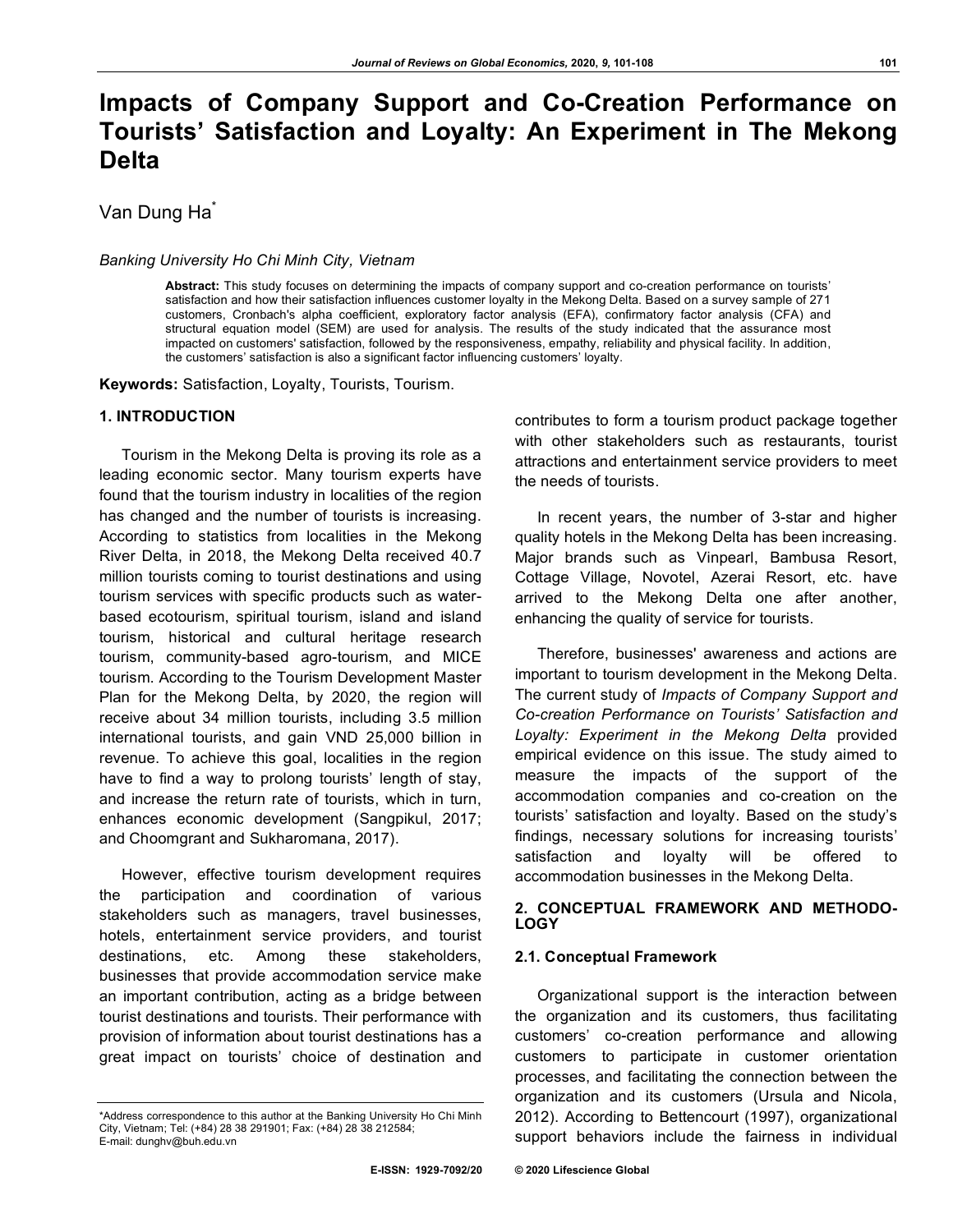# Impacts of Company Support and Co-Creation Performance on Tourists' Satisfaction and Loyalty: An Experiment in The Mekong Delta

Van Dung Ha*

*Banking University Ho Chi Minh City, Vietnam*

**Abstract:** This study focuses on determining the impacts of company support and co-creation performance on tourists' satisfaction and how their satisfaction influences customer loyalty in the Mekong Delta. Based on a survey sample of 271 customers, Cronbach's alpha coefficient, exploratory factor analysis (EFA), confirmatory factor analysis (CFA) and structural equation model (SEM) are used for analysis. The results of the study indicated that the assurance most impacted on customers' satisfaction, followed by the responsiveness, empathy, reliability and physical facility. In addition, the customers' satisfaction is also a significant factor influencing customers' loyalty.

**Keywords:** Satisfaction, Loyalty, Tourists, Tourism.

## 1. INTRODUCTION

Tourism in the Mekong Delta is proving its role as a leading economic sector. Many tourism experts have found that the tourism industry in localities of the region has changed and the number of tourists is increasing. According to statistics from localities in the Mekong River Delta, in 2018, the Mekong Delta received 40.7 million tourists coming to tourist destinations and using tourism services with specific products such as water-based ecotourism, spiritual tourism, island and island tourism, historical and cultural heritage research tourism, community-based agro-tourism, and MICE tourism. According to the Tourism Development Master Plan for the Mekong Delta, by 2020, the region will receive about 34 million tourists, including 3.5 million international tourists, and gain VND 25,000 billion in revenue. To achieve this goal, localities in the region have to find a way to prolong tourists' length of stay, and increase the return rate of tourists, which in turn, enhances economic development (Sangpikul, 2017; and Choomgrant and Sukharomana, 2017).

However, effective tourism development requires the participation and coordination of various stakeholders such as managers, travel businesses, hotels, entertainment service providers, and tourist destinations, etc. Among these stakeholders, businesses that provide accommodation service make an important contribution, acting as a bridge between tourist destinations and tourists. Their performance with provision of information about tourist destinations has a great impact on tourists' choice of destination and contributes to form a tourism product package together with other stakeholders such as restaurants, tourist attractions and entertainment service providers to meet the needs of tourists.

In recent years, the number of 3-star and higher quality hotels in the Mekong Delta has been increasing. Major brands such as Vinpearl, Bambusa Resort, Cottage Village, Novotel, Azerai Resort, etc. have arrived to the Mekong Delta one after another, enhancing the quality of service for tourists.

Therefore, businesses' awareness and actions are important to tourism development in the Mekong Delta. The current study of *Impacts of Company Support and Co-creation Performance on Tourists' Satisfaction and Loyalty: Experiment in the Mekong Delta* provided empirical evidence on this issue. The study aimed to measure the impacts of the support of the accommodation companies and co-creation on the tourists' satisfaction and loyalty. Based on the study's findings, necessary solutions for increasing tourists' satisfaction and loyalty will be offered to accommodation businesses in the Mekong Delta.

## 2. CONCEPTUAL FRAMEWORK AND METHODOLOGY

### 2.1. Conceptual Framework

Organizational support is the interaction between the organization and its customers, thus facilitating customers' co-creation performance and allowing customers to participate in customer orientation processes, and facilitating the connection between the organization and its customers (Ursula and Nicola, 2012). According to Bettencourt (1997), organizational support behaviors include the fairness in individual

*Address correspondence to this author at the Banking University Ho Chi Minh City, Vietnam; Tel: (+84) 28 38 291901; Fax: (+84) 28 38 212584; E-mail: dunghv@buh.edu.vn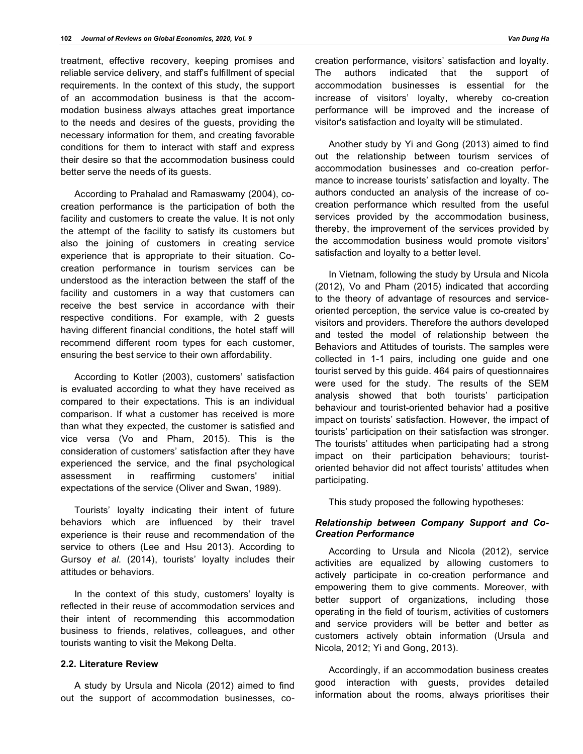treatment, effective recovery, keeping promises and reliable service delivery, and staff's fulfillment of special requirements. In the context of this study, the support of an accommodation business is that the accommodation business always attaches great importance to the needs and desires of the guests, providing the necessary information for them, and creating favorable conditions for them to interact with staff and express their desire so that the accommodation business could better serve the needs of its guests.

According to Prahalad and Ramaswamy (2004), co-creation performance is the participation of both the facility and customers to create the value. It is not only the attempt of the facility to satisfy its customers but also the joining of customers in creating service experience that is appropriate to their situation. Co-creation performance in tourism services can be understood as the interaction between the staff of the facility and customers in a way that customers can receive the best service in accordance with their respective conditions. For example, with 2 guests having different financial conditions, the hotel staff will recommend different room types for each customer, ensuring the best service to their own affordability.

According to Kotler (2003), customers' satisfaction is evaluated according to what they have received as compared to their expectations. This is an individual comparison. If what a customer has received is more than what they expected, the customer is satisfied and vice versa (Vo and Pham, 2015). This is the consideration of customers' satisfaction after they have experienced the service, and the final psychological assessment in reaffirming customers' initial expectations of the service (Oliver and Swan, 1989).

Tourists' loyalty indicating their intent of future behaviors which are influenced by their travel experience is their reuse and recommendation of the service to others (Lee and Hsu 2013). According to Gursoy *et al*. (2014), tourists' loyalty includes their attitudes or behaviors.

In the context of this study, customers' loyalty is reflected in their reuse of accommodation services and their intent of recommending this accommodation business to friends, relatives, colleagues, and other tourists wanting to visit the Mekong Delta.

### 2.2. Literature Review

A study by Ursula and Nicola (2012) aimed to find out the support of accommodation businesses, co-creation performance, visitors' satisfaction and loyalty. The authors indicated that the support of accommodation businesses is essential for the increase of visitors' loyalty, whereby co-creation performance will be improved and the increase of visitor's satisfaction and loyalty will be stimulated.

Another study by Yi and Gong (2013) aimed to find out the relationship between tourism services of accommodation businesses and co-creation performance to increase tourists' satisfaction and loyalty. The authors conducted an analysis of the increase of co-creation performance which resulted from the useful services provided by the accommodation business, thereby, the improvement of the services provided by the accommodation business would promote visitors' satisfaction and loyalty to a better level.

In Vietnam, following the study by Ursula and Nicola (2012), Vo and Pham (2015) indicated that according to the theory of advantage of resources and service-oriented perception, the service value is co-created by visitors and providers. Therefore the authors developed and tested the model of relationship between the Behaviors and Attitudes of tourists. The samples were collected in 1-1 pairs, including one guide and one tourist served by this guide. 464 pairs of questionnaires were used for the study. The results of the SEM analysis showed that both tourists' participation behaviour and tourist-oriented behavior had a positive impact on tourists' satisfaction. However, the impact of tourists' participation on their satisfaction was stronger. The tourists' attitudes when participating had a strong impact on their participation behaviours; tourist-oriented behavior did not affect tourists' attitudes when participating.

This study proposed the following hypotheses:

#### *Relationship between Company Support and Co-Creation Performance*

According to Ursula and Nicola (2012), service activities are equalized by allowing customers to actively participate in co-creation performance and empowering them to give comments. Moreover, with better support of organizations, including those operating in the field of tourism, activities of customers and service providers will be better and better as customers actively obtain information (Ursula and Nicola, 2012; Yi and Gong, 2013).

Accordingly, if an accommodation business creates good interaction with guests, provides detailed information about the rooms, always prioritises their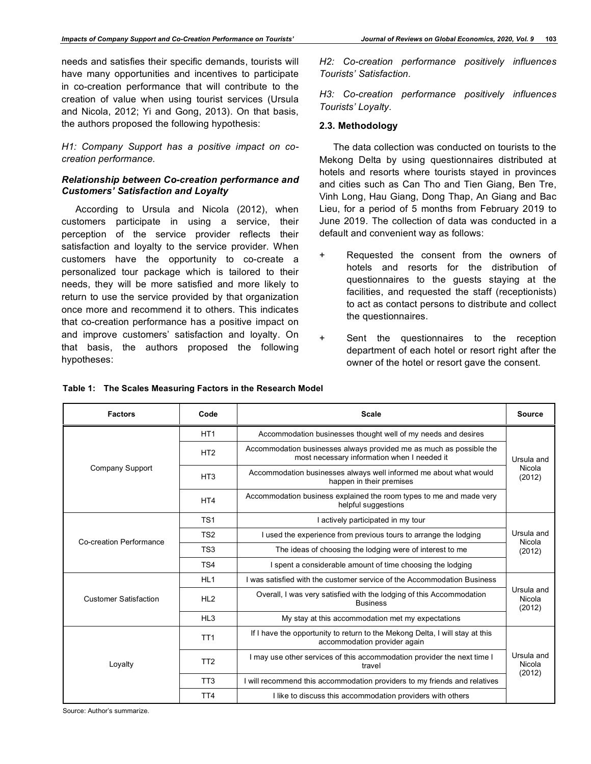needs and satisfies their specific demands, tourists will have many opportunities and incentives to participate in co-creation performance that will contribute to the creation of value when using tourist services (Ursula and Nicola, 2012; Yi and Gong, 2013). On that basis, the authors proposed the following hypothesis:

*H1: Company Support has a positive impact on co-creation performance.*

### *Relationship between Co-creation performance and Customers' Satisfaction and Loyalty*

According to Ursula and Nicola (2012), when customers participate in using a service, their perception of the service provider reflects their satisfaction and loyalty to the service provider. When customers have the opportunity to co-create a personalized tour package which is tailored to their needs, they will be more satisfied and more likely to return to use the service provided by that organization once more and recommend it to others. This indicates that co-creation performance has a positive impact on and improve customers' satisfaction and loyalty. On that basis, the authors proposed the following hypotheses:

*H2: Co-creation performance positively influences Tourists' Satisfaction.*

*H3: Co-creation performance positively influences Tourists' Loyalty.*

## 2.3. Methodology

The data collection was conducted on tourists to the Mekong Delta by using questionnaires distributed at hotels and resorts where tourists stayed in provinces and cities such as Can Tho and Tien Giang, Ben Tre, Vinh Long, Hau Giang, Dong Thap, An Giang and Bac Lieu, for a period of 5 months from February 2019 to June 2019. The collection of data was conducted in a default and convenient way as follows:

+ Requested the consent from the owners of hotels and resorts for the distribution of questionnaires to the guests staying at the facilities, and requested the staff (receptionists) to act as contact persons to distribute and collect the questionnaires.

+ Sent the questionnaires to the reception department of each hotel or resort right after the owner of the hotel or resort gave the consent.

**Table 1: The Scales Measuring Factors in the Research Model**

| Factors | Code | Scale | Source |
|---|---|---|---|
| Company Support | HT1 | Accommodation businesses thought well of my needs and desires | Ursula and Nicola (2012) |
| | HT2 | Accommodation businesses always provided me as much as possible the most necessary information when I needed it | |
| | HT3 | Accommodation businesses always well informed me about what would happen in their premises | |
| | HT4 | Accommodation business explained the room types to me and made very helpful suggestions | |
| Co-creation Performance | TS1 | I actively participated in my tour | Ursula and Nicola (2012) |
| | TS2 | I used the experience from previous tours to arrange the lodging | |
| | TS3 | The ideas of choosing the lodging were of interest to me | |
| | TS4 | I spent a considerable amount of time choosing the lodging | |
| Customer Satisfaction | HL1 | I was satisfied with the customer service of the Accommodation Business | Ursula and Nicola (2012) |
| | HL2 | Overall, I was very satisfied with the lodging of this Accommodation Business | |
| | HL3 | My stay at this accommodation met my expectations | |
| Loyalty | TT1 | If I have the opportunity to return to the Mekong Delta, I will stay at this accommodation provider again | Ursula and Nicola (2012) |
| | TT2 | I may use other services of this accommodation provider the next time I travel | |
| | TT3 | I will recommend this accommodation providers to my friends and relatives | |
| | TT4 | I like to discuss this accommodation providers with others | |

Source: Author's summarize.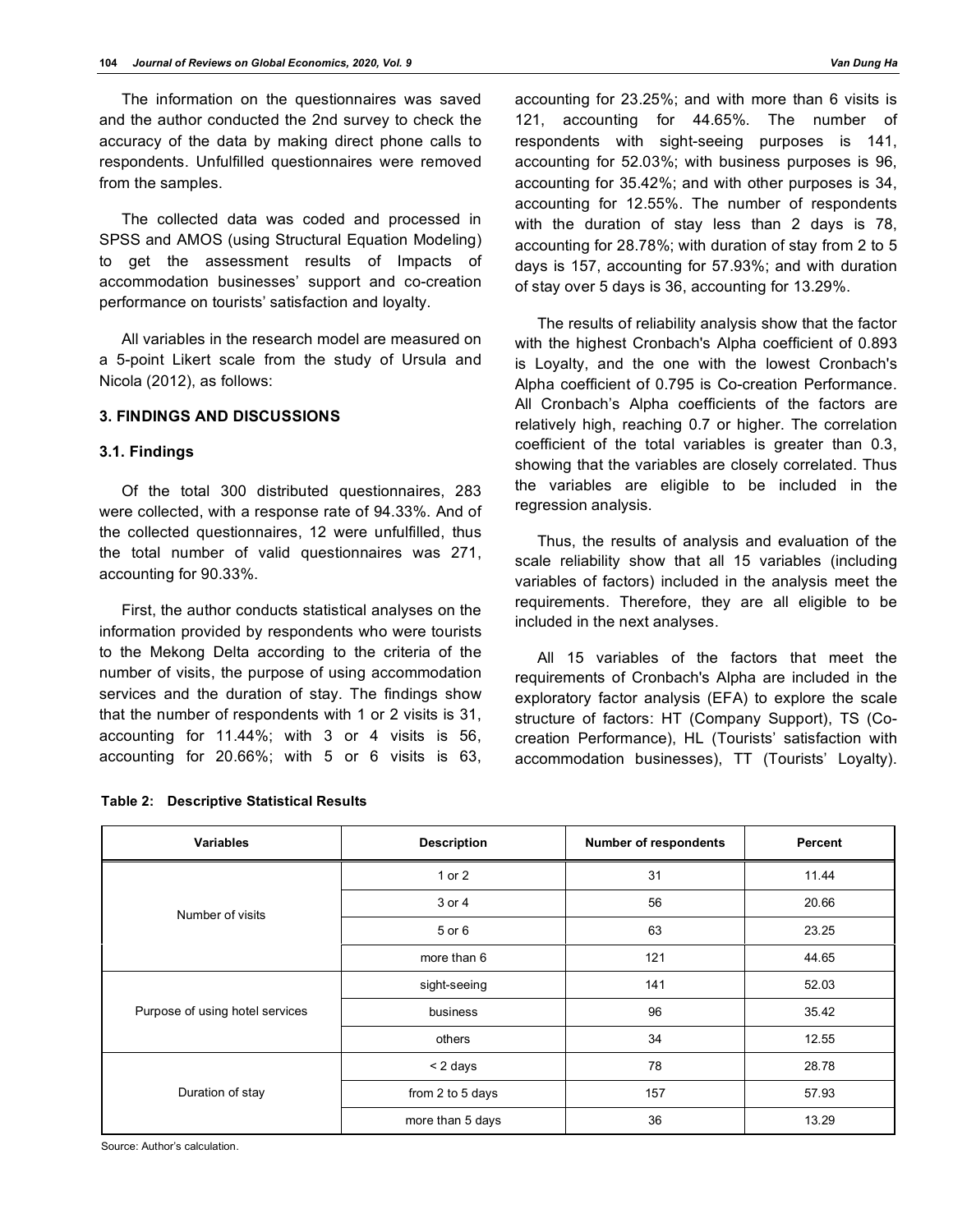The information on the questionnaires was saved and the author conducted the 2nd survey to check the accuracy of the data by making direct phone calls to respondents. Unfulfilled questionnaires were removed from the samples.

The collected data was coded and processed in SPSS and AMOS (using Structural Equation Modeling) to get the assessment results of Impacts of accommodation businesses' support and co-creation performance on tourists' satisfaction and loyalty.

All variables in the research model are measured on a 5-point Likert scale from the study of Ursula and Nicola (2012), as follows:

## 3. FINDINGS AND DISCUSSIONS

### 3.1. Findings

Of the total 300 distributed questionnaires, 283 were collected, with a response rate of 94.33%. And of the collected questionnaires, 12 were unfulfilled, thus the total number of valid questionnaires was 271, accounting for 90.33%.

First, the author conducts statistical analyses on the information provided by respondents who were tourists to the Mekong Delta according to the criteria of the number of visits, the purpose of using accommodation services and the duration of stay. The findings show that the number of respondents with 1 or 2 visits is 31, accounting for 11.44%; with 3 or 4 visits is 56, accounting for 20.66%; with 5 or 6 visits is 63, accounting for 23.25%; and with more than 6 visits is 121, accounting for 44.65%. The number of respondents with sight-seeing purposes is 141, accounting for 52.03%; with business purposes is 96, accounting for 35.42%; and with other purposes is 34, accounting for 12.55%. The number of respondents with the duration of stay less than 2 days is 78, accounting for 28.78%; with duration of stay from 2 to 5 days is 157, accounting for 57.93%; and with duration of stay over 5 days is 36, accounting for 13.29%.

The results of reliability analysis show that the factor with the highest Cronbach's Alpha coefficient of 0.893 is Loyalty, and the one with the lowest Cronbach's Alpha coefficient of 0.795 is Co-creation Performance. All Cronbach's Alpha coefficients of the factors are relatively high, reaching 0.7 or higher. The correlation coefficient of the total variables is greater than 0.3, showing that the variables are closely correlated. Thus the variables are eligible to be included in the regression analysis.

Thus, the results of analysis and evaluation of the scale reliability show that all 15 variables (including variables of factors) included in the analysis meet the requirements. Therefore, they are all eligible to be included in the next analyses.

All 15 variables of the factors that meet the requirements of Cronbach's Alpha are included in the exploratory factor analysis (EFA) to explore the scale structure of factors: HT (Company Support), TS (Co-creation Performance), HL (Tourists' satisfaction with accommodation businesses), TT (Tourists' Loyalty).

**Table 2: Descriptive Statistical Results**

| Variables | Description | Number of respondents | Percent |
|---|---|---|---|
| Number of visits | 1 or 2 | 31 | 11.44 |
| | 3 or 4 | 56 | 20.66 |
| | 5 or 6 | 63 | 23.25 |
| | more than 6 | 121 | 44.65 |
| Purpose of using hotel services | sight-seeing | 141 | 52.03 |
| | business | 96 | 35.42 |
| | others | 34 | 12.55 |
| Duration of stay | < 2 days | 78 | 28.78 |
| | from 2 to 5 days | 157 | 57.93 |
| | more than 5 days | 36 | 13.29 |

Source: Author's calculation.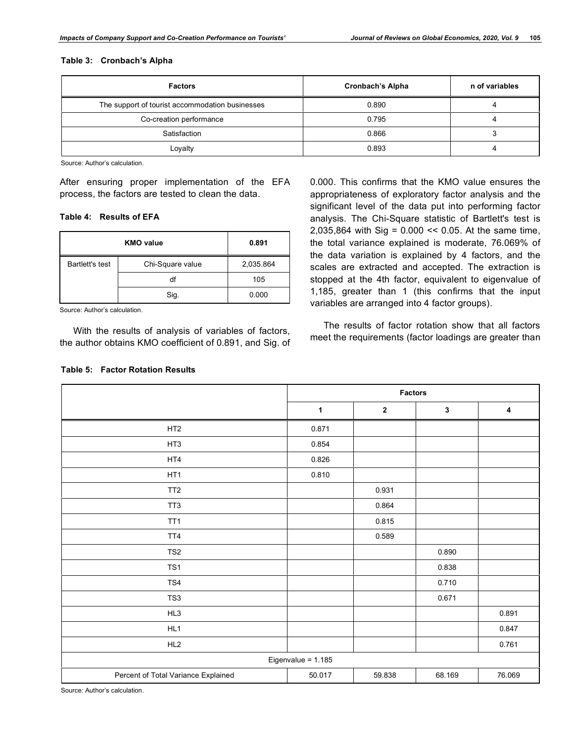**Table 3: Cronbach's Alpha**

| Factors | Cronbach's Alpha | n of variables |
|---|---|---|
| The support of tourist accommodation businesses | 0.890 | 4 |
| Co-creation performance | 0.795 | 4 |
| Satisfaction | 0.866 | 3 |
| Loyalty | 0.893 | 4 |

Source: Author's calculation.

After ensuring proper implementation of the EFA process, the factors are tested to clean the data.

**Table 4: Results of EFA**

| KMO value | | 0.891 |
|---|---|---|
| Bartlett's test | Chi-Square value | 2,035.864 |
| | df | 105 |
| | Sig. | 0.000 |

Source: Author's calculation.

With the results of analysis of variables of factors, the author obtains KMO coefficient of 0.891, and Sig. of 0.000. This confirms that the KMO value ensures the appropriateness of exploratory factor analysis and the significant level of the data put into performing factor analysis. The Chi-Square statistic of Bartlett's test is 2,035,864 with Sig = 0.000 << 0.05. At the same time, the total variance explained is moderate, 76.069% of the data variation is explained by 4 factors, and the scales are extracted and accepted. The extraction is stopped at the 4th factor, equivalent to eigenvalue of 1,185, greater than 1 (this confirms that the input variables are arranged into 4 factor groups).

The results of factor rotation show that all factors meet the requirements (factor loadings are greater than

**Table 5: Factor Rotation Results**

| | Factors | | | |
|---|---|---|---|---|
| | 1 | 2 | 3 | 4 |
| HT2 | 0.871 | | | |
| HT3 | 0.854 | | | |
| HT4 | 0.826 | | | |
| HT1 | 0.810 | | | |
| TT2 | | 0.931 | | |
| TT3 | | 0.864 | | |
| TT1 | | 0.815 | | |
| TT4 | | 0.589 | | |
| TS2 | | | 0.890 | |
| TS1 | | | 0.838 | |
| TS4 | | | 0.710 | |
| TS3 | | | 0.671 | |
| HL3 | | | | 0.891 |
| HL1 | | | | 0.847 |
| HL2 | | | | 0.761 |
| Eigenvalue = 1.185 | | | | |
| Percent of Total Variance Explained | 50.017 | 59.838 | 68.169 | 76.069 |

Source: Author's calculation.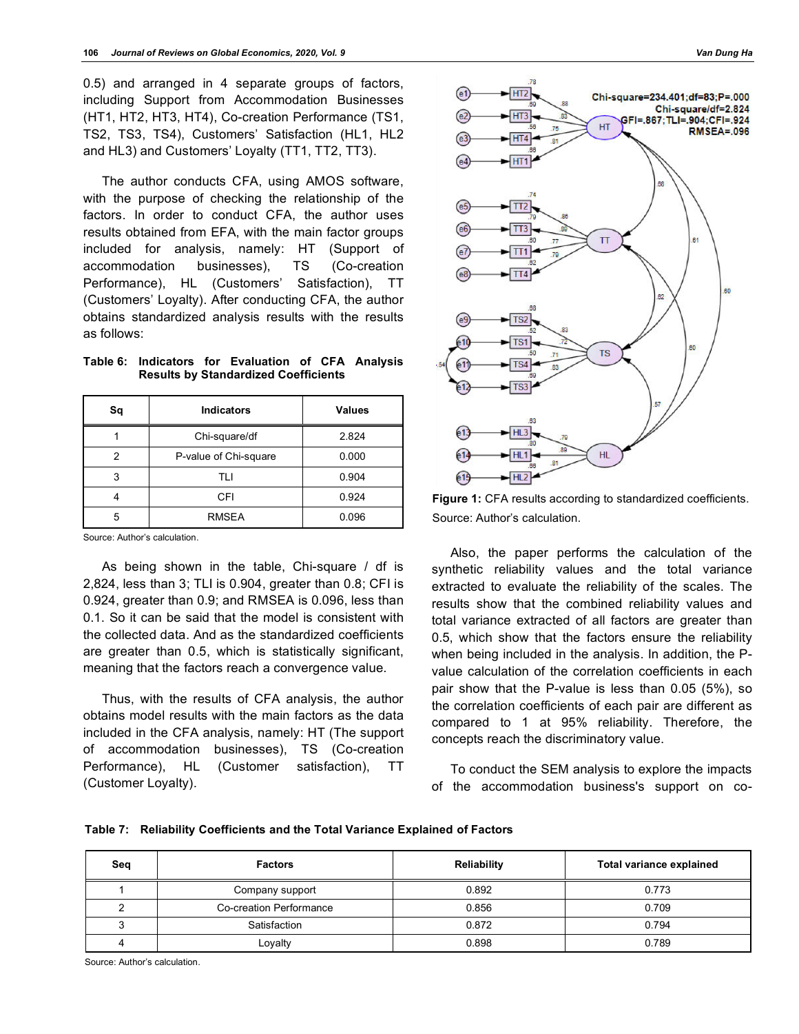0.5) and arranged in 4 separate groups of factors, including Support from Accommodation Businesses (HT1, HT2, HT3, HT4), Co-creation Performance (TS1, TS2, TS3, TS4), Customers' Satisfaction (HL1, HL2 and HL3) and Customers' Loyalty (TT1, TT2, TT3).

The author conducts CFA, using AMOS software, with the purpose of checking the relationship of the factors. In order to conduct CFA, the author uses results obtained from EFA, with the main factor groups included for analysis, namely: HT (Support of accommodation businesses), TS (Co-creation Performance), HL (Customers' Satisfaction), TT (Customers' Loyalty). After conducting CFA, the author obtains standardized analysis results with the results as follows:

**Table 6: Indicators for Evaluation of CFA Analysis Results by Standardized Coefficients**

| Sq | Indicators | Values |
|---|---|---|
| 1 | Chi-square/df | 2.824 |
| 2 | P-value of Chi-square | 0.000 |
| 3 | TLI | 0.904 |
| 4 | CFI | 0.924 |
| 5 | RMSEA | 0.096 |

Source: Author's calculation.

As being shown in the table, Chi-square / df is 2,824, less than 3; TLI is 0.904, greater than 0.8; CFI is 0.924, greater than 0.9; and RMSEA is 0.096, less than 0.1. So it can be said that the model is consistent with the collected data. And as the standardized coefficients are greater than 0.5, which is statistically significant, meaning that the factors reach a convergence value.

Thus, with the results of CFA analysis, the author obtains model results with the main factors as the data included in the CFA analysis, namely: HT (The support of accommodation businesses), TS (Co-creation Performance), HL (Customer satisfaction), TT (Customer Loyalty).

**Figure 1:** CFA results according to standardized coefficients.

Source: Author's calculation.

Also, the paper performs the calculation of the synthetic reliability values and the total variance extracted to evaluate the reliability of the scales. The results show that the combined reliability values and total variance extracted of all factors are greater than 0.5, which show that the factors ensure the reliability when being included in the analysis. In addition, the P-value calculation of the correlation coefficients in each pair show that the P-value is less than 0.05 (5%), so the correlation coefficients of each pair are different as compared to 1 at 95% reliability. Therefore, the concepts reach the discriminatory value.

To conduct the SEM analysis to explore the impacts of the accommodation business's support on co-

**Table 7: Reliability Coefficients and the Total Variance Explained of Factors**

| Seq | Factors | Reliability | Total variance explained |
|---|---|---|---|
| 1 | Company support | 0.892 | 0.773 |
| 2 | Co-creation Performance | 0.856 | 0.709 |
| 3 | Satisfaction | 0.872 | 0.794 |
| 4 | Loyalty | 0.898 | 0.789 |

Source: Author's calculation.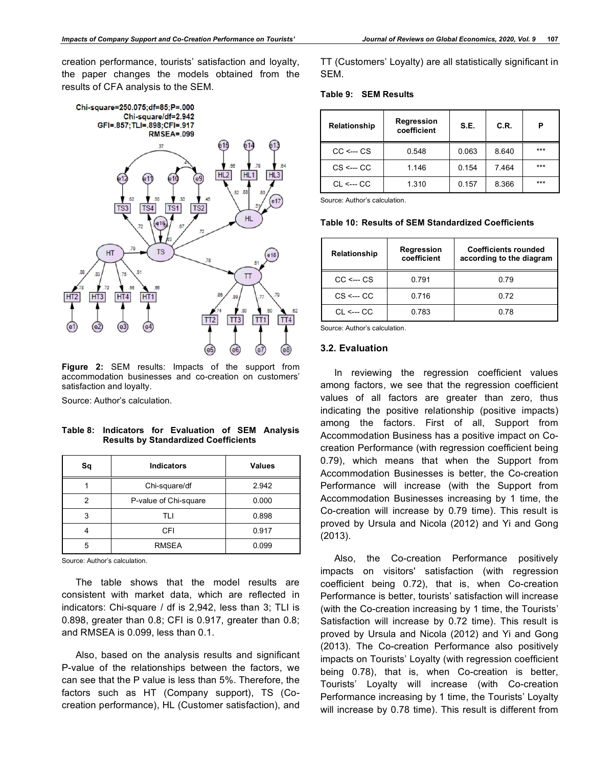creation performance, tourists' satisfaction and loyalty, the paper changes the models obtained from the results of CFA analysis to the SEM.

Figure 2: SEM results: Impacts of the support from accommodation businesses and co-creation on customers' satisfaction and loyalty.

Source: Author's calculation.

**Table 8: Indicators for Evaluation of SEM Analysis Results by Standardized Coefficients**

| Sq | Indicators | Values |
|---|---|---|
| 1 | Chi-square/df | 2.942 |
| 2 | P-value of Chi-square | 0.000 |
| 3 | TLI | 0.898 |
| 4 | CFI | 0.917 |
| 5 | RMSEA | 0.099 |

Source: Author's calculation.

The table shows that the model results are consistent with market data, which are reflected in indicators: Chi-square / df is 2,942, less than 3; TLI is 0.898, greater than 0.8; CFI is 0.917, greater than 0.8; and RMSEA is 0.099, less than 0.1.

Also, based on the analysis results and significant P-value of the relationships between the factors, we can see that the P value is less than 5%. Therefore, the factors such as HT (Company support), TS (Co-creation performance), HL (Customer satisfaction), and TT (Customers' Loyalty) are all statistically significant in SEM.

**Table 9: SEM Results**

| Relationship | Regression coefficient | S.E. | C.R. | P |
|---|---|---|---|---|
| CC <--- CS | 0.548 | 0.063 | 8.640 | *** |
| CS <--- CC | 1.146 | 0.154 | 7.464 | *** |
| CL <--- CC | 1.310 | 0.157 | 8.366 | *** |

Source: Author's calculation.

**Table 10: Results of SEM Standardized Coefficients**

| Relationship | Regression coefficient | Coefficients rounded according to the diagram |
|---|---|---|
| CC <--- CS | 0.791 | 0.79 |
| CS <--- CC | 0.716 | 0.72 |
| CL <--- CC | 0.783 | 0.78 |

Source: Author's calculation.

### 3.2. Evaluation

In reviewing the regression coefficient values among factors, we see that the regression coefficient values of all factors are greater than zero, thus indicating the positive relationship (positive impacts) among the factors. First of all, Support from Accommodation Business has a positive impact on Co-creation Performance (with regression coefficient being 0.79), which means that when the Support from Accommodation Businesses is better, the Co-creation Performance will increase (with the Support from Accommodation Businesses increasing by 1 time, the Co-creation will increase by 0.79 time). This result is proved by Ursula and Nicola (2012) and Yi and Gong (2013).

Also, the Co-creation Performance positively impacts on visitors' satisfaction (with regression coefficient being 0.72), that is, when Co-creation Performance is better, tourists' satisfaction will increase (with the Co-creation increasing by 1 time, the Tourists' Satisfaction will increase by 0.72 time). This result is proved by Ursula and Nicola (2012) and Yi and Gong (2013). The Co-creation Performance also positively impacts on Tourists' Loyalty (with regression coefficient being 0.78), that is, when Co-creation is better, Tourists' Loyalty will increase (with Co-creation Performance increasing by 1 time, the Tourists' Loyalty will increase by 0.78 time). This result is different from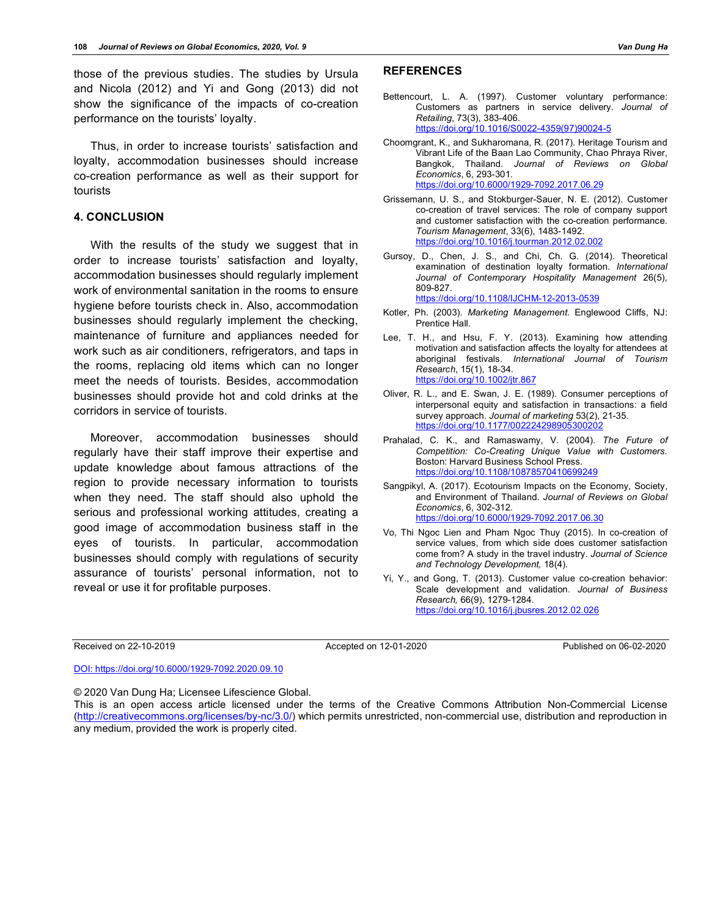those of the previous studies. The studies by Ursula and Nicola (2012) and Yi and Gong (2013) did not show the significance of the impacts of co-creation performance on the tourists' loyalty.

Thus, in order to increase tourists' satisfaction and loyalty, accommodation businesses should increase co-creation performance as well as their support for tourists

## 4. CONCLUSION

With the results of the study we suggest that in order to increase tourists' satisfaction and loyalty, accommodation businesses should regularly implement work of environmental sanitation in the rooms to ensure hygiene before tourists check in. Also, accommodation businesses should regularly implement the checking, maintenance of furniture and appliances needed for work such as air conditioners, refrigerators, and taps in the rooms, replacing old items which can no longer meet the needs of tourists. Besides, accommodation businesses should provide hot and cold drinks at the corridors in service of tourists.

Moreover, accommodation businesses should regularly have their staff improve their expertise and update knowledge about famous attractions of the region to provide necessary information to tourists when they need. The staff should also uphold the serious and professional working attitudes, creating a good image of accommodation business staff in the eyes of tourists. In particular, accommodation businesses should comply with regulations of security assurance of tourists' personal information, not to reveal or use it for profitable purposes.

## REFERENCES

Bettencourt, L. A. (1997). Customer voluntary performance: Customers as partners in service delivery. *Journal of Retailing*, 73(3), 383-406. https://doi.org/10.1016/S0022-4359(97)90024-5

Choomgrant, K., and Sukharomana, R. (2017). Heritage Tourism and Vibrant Life of the Baan Lao Community, Chao Phraya River, Bangkok, Thailand. *Journal of Reviews on Global Economics*, 6, 293-301. https://doi.org/10.6000/1929-7092.2017.06.29

Grissemann, U. S., and Stokburger-Sauer, N. E. (2012). Customer co-creation of travel services: The role of company support and customer satisfaction with the co-creation performance. *Tourism Management*, 33(6), 1483-1492. https://doi.org/10.1016/j.tourman.2012.02.002

Gursoy, D., Chen, J. S., and Chi, Ch. G. (2014). Theoretical examination of destination loyalty formation. *International Journal of Contemporary Hospitality Management* 26(5), 809-827. https://doi.org/10.1108/IJCHM-12-2013-0539

Kotler, Ph. (2003). *Marketing Management*. Englewood Cliffs, NJ: Prentice Hall.

Lee, T. H., and Hsu, F. Y. (2013). Examining how attending motivation and satisfaction affects the loyalty for attendees at aboriginal festivals. *International Journal of Tourism Research*, 15(1), 18-34. https://doi.org/10.1002/jtr.867

Oliver, R. L., and E. Swan, J. E. (1989). Consumer perceptions of interpersonal equity and satisfaction in transactions: a field survey approach. *Journal of marketing* 53(2), 21-35. https://doi.org/10.1177/002224298905300202

Prahalad, C. K., and Ramaswamy, V. (2004). *The Future of Competition: Co-Creating Unique Value with Customers*. Boston: Harvard Business School Press. https://doi.org/10.1108/10878570410699249

Sangpikyl, A. (2017). Ecotourism Impacts on the Economy, Society, and Environment of Thailand. *Journal of Reviews on Global Economics*, 6, 302-312. https://doi.org/10.6000/1929-7092.2017.06.30

Vo, Thi Ngoc Lien and Pham Ngoc Thuy (2015). In co-creation of service values, from which side does customer satisfaction come from? A study in the travel industry. *Journal of Science and Technology Development,* 18(4).

Yi, Y., and Gong, T. (2013). Customer value co-creation behavior: Scale development and validation. *Journal of Business Research,* 66(9), 1279-1284. https://doi.org/10.1016/j.jbusres.2012.02.026

Received on 22-10-2019 Accepted on 12-01-2020 Published on 06-02-2020

DOI: https://doi.org/10.6000/1929-7092.2020.09.10

© 2020 Van Dung Ha; Licensee Lifescience Global.

This is an open access article licensed under the terms of the Creative Commons Attribution Non-Commercial License (http://creativecommons.org/licenses/by-nc/3.0/) which permits unrestricted, non-commercial use, distribution and reproduction in any medium, provided the work is properly cited.